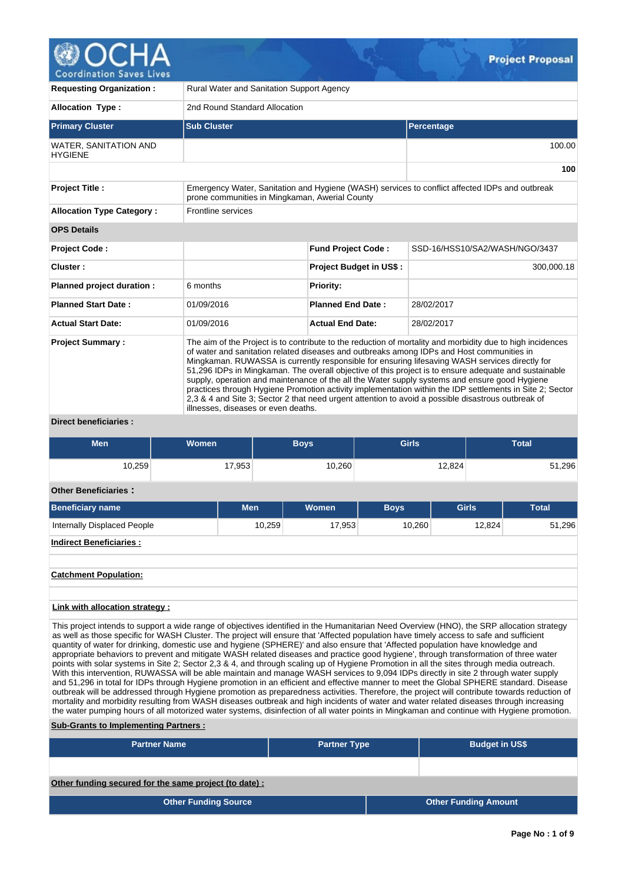# Project Proposal

| | | | |
|---|---|---|---|
| **Requesting Organization :** | Rural Water and Sanitation Support Agency | | |
| **Allocation Type :** | 2nd Round Standard Allocation | | |

| **Primary Cluster** | **Sub Cluster** | **Percentage** |
|---|---|---|
| WATER, SANITATION AND HYGIENE | | 100.00 |
| | | **100** |

| | |
|---|---|
| **Project Title :** | Emergency Water, Sanitation and Hygiene (WASH) services to conflict affected IDPs and outbreak prone communities in Mingkaman, Awerial County |
| **Allocation Type Category :** | Frontline services |

**OPS Details**

| | | | |
|---|---|---|---|
| **Project Code :** | | **Fund Project Code :** | SSD-16/HSS10/SA2/WASH/NGO/3437 |
| **Cluster :** | | **Project Budget in US$ :** | 300,000.18 |
| **Planned project duration :** | 6 months | **Priority:** | |
| **Planned Start Date :** | 01/09/2016 | **Planned End Date :** | 28/02/2017 |
| **Actual Start Date:** | 01/09/2016 | **Actual End Date:** | 28/02/2017 |

**Project Summary :**

The aim of the Project is to contribute to the reduction of mortality and morbidity due to high incidences of water and sanitation related diseases and outbreaks among IDPs and Host communities in Mingkaman. RUWASSA is currently responsible for ensuring lifesaving WASH services directly for 51,296 IDPs in Mingkaman. The overall objective of this project is to ensure adequate and sustainable supply, operation and maintenance of the all the Water supply systems and ensure good Hygiene practices through Hygiene Promotion activity implementation within the IDP settlements in Site 2; Sector 2,3 & 4 and Site 3; Sector 2 that need urgent attention to avoid a possible disastrous outbreak of illnesses, diseases or even deaths.

**Direct beneficiaries :**

| Men | Women | Boys | Girls | Total |
|---|---|---|---|---|
| 10,259 | 17,953 | 10,260 | 12,824 | 51,296 |

**Other Beneficiaries :**

| Beneficiary name | Men | Women | Boys | Girls | Total |
|---|---|---|---|---|---|
| Internally Displaced People | 10,259 | 17,953 | 10,260 | 12,824 | 51,296 |

**Indirect Beneficiaries :**

**Catchment Population:**

**Link with allocation strategy :**

This project intends to support a wide range of objectives identified in the Humanitarian Need Overview (HNO), the SRP allocation strategy as well as those specific for WASH Cluster. The project will ensure that 'Affected population have timely access to safe and sufficient quantity of water for drinking, domestic use and hygiene (SPHERE)' and also ensure that 'Affected population have knowledge and appropriate behaviors to prevent and mitigate WASH related diseases and practice good hygiene', through transformation of three water points with solar systems in Site 2; Sector 2,3 & 4, and through scaling up of Hygiene Promotion in all the sites through media outreach. With this intervention, RUWASSA will be able maintain and manage WASH services to 9,094 IDPs directly in site 2 through water supply and 51,296 in total for IDPs through Hygiene promotion in an efficient and effective manner to meet the Global SPHERE standard. Disease outbreak will be addressed through Hygiene promotion as preparedness activities. Therefore, the project will contribute towards reduction of mortality and morbidity resulting from WASH diseases outbreak and high incidents of water and water related diseases through increasing the water pumping hours of all motorized water systems, disinfection of all water points in Mingkaman and continue with Hygiene promotion.

**Sub-Grants to Implementing Partners :**

| Partner Name | Partner Type | Budget in US$ |
|---|---|---|
| | | |

**Other funding secured for the same project (to date) :**

| Other Funding Source | Other Funding Amount |
|---|---|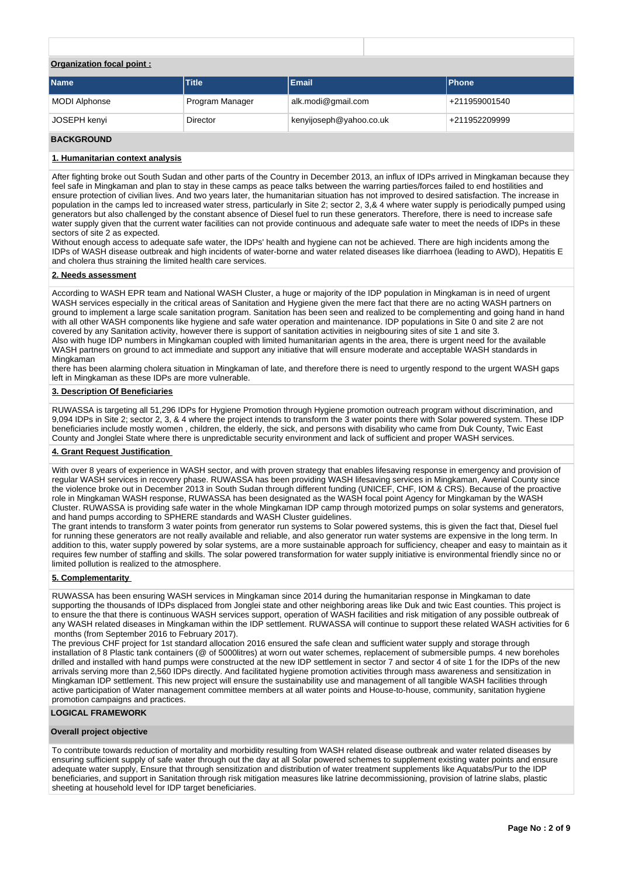**Organization focal point :**

| Name | Title | Email | Phone |
|---|---|---|---|
| MODI Alphonse | Program Manager | alk.modi@gmail.com | +211959001540 |
| JOSEPH kenyi | Director | kenyijoseph@yahoo.co.uk | +211952209999 |

## BACKGROUND

### 1. Humanitarian context analysis

After fighting broke out South Sudan and other parts of the Country in December 2013, an influx of IDPs arrived in Mingkaman because they feel safe in Mingkaman and plan to stay in these camps as peace talks between the warring parties/forces failed to end hostilities and ensure protection of civilian lives. And two years later, the humanitarian situation has not improved to desired satisfaction. The increase in population in the camps led to increased water stress, particularly in Site 2; sector 2, 3,& 4 where water supply is periodically pumped using generators but also challenged by the constant absence of Diesel fuel to run these generators. Therefore, there is need to increase safe water supply given that the current water facilities can not provide continuous and adequate safe water to meet the needs of IDPs in these sectors of site 2 as expected.
Without enough access to adequate safe water, the IDPs' health and hygiene can not be achieved. There are high incidents among the IDPs of WASH disease outbreak and high incidents of water-borne and water related diseases like diarrhoea (leading to AWD), Hepatitis E and cholera thus straining the limited health care services.

### 2. Needs assessment

According to WASH EPR team and National WASH Cluster, a huge or majority of the IDP population in Mingkaman is in need of urgent WASH services especially in the critical areas of Sanitation and Hygiene given the mere fact that there are no acting WASH partners on ground to implement a large scale sanitation program. Sanitation has been seen and realized to be complementing and going hand in hand with all other WASH components like hygiene and safe water operation and maintenance. IDP populations in Site 0 and site 2 are not covered by any Sanitation activity, however there is support of sanitation activities in neigbouring sites of site 1 and site 3.
Also with huge IDP numbers in Mingkaman coupled with limited humanitarian agents in the area, there is urgent need for the available WASH partners on ground to act immediate and support any initiative that will ensure moderate and acceptable WASH standards in Mingkaman
there has been alarming cholera situation in Mingkaman of late, and therefore there is need to urgently respond to the urgent WASH gaps left in Mingkaman as these IDPs are more vulnerable.

### 3. Description Of Beneficiaries

RUWASSA is targeting all 51,296 IDPs for Hygiene Promotion through Hygiene promotion outreach program without discrimination, and 9,094 IDPs in Site 2; sector 2, 3, & 4 where the project intends to transform the 3 water points there with Solar powered system. These IDP beneficiaries include mostly women , children, the elderly, the sick, and persons with disability who came from Duk County, Twic East County and Jonglei State where there is unpredictable security environment and lack of sufficient and proper WASH services.

### 4. Grant Request Justification

With over 8 years of experience in WASH sector, and with proven strategy that enables lifesaving response in emergency and provision of regular WASH services in recovery phase. RUWASSA has been providing WASH lifesaving services in Mingkaman, Awerial County since the violence broke out in December 2013 in South Sudan through different funding (UNICEF, CHF, IOM & CRS). Because of the proactive role in Mingkaman WASH response, RUWASSA has been designated as the WASH focal point Agency for Mingkaman by the WASH Cluster. RUWASSA is providing safe water in the whole Mingkaman IDP camp through motorized pumps on solar systems and generators, and hand pumps according to SPHERE standards and WASH Cluster guidelines.
The grant intends to transform 3 water points from generator run systems to Solar powered systems, this is given the fact that, Diesel fuel for running these generators are not really available and reliable, and also generator run water systems are expensive in the long term. In addition to this, water supply powered by solar systems, are a more sustainable approach for sufficiency, cheaper and easy to maintain as it requires few number of staffing and skills. The solar powered transformation for water supply initiative is environmental friendly since no or limited pollution is realized to the atmosphere.

### 5. Complementarity

RUWASSA has been ensuring WASH services in Mingkaman since 2014 during the humanitarian response in Mingkaman to date supporting the thousands of IDPs displaced from Jonglei state and other neighboring areas like Duk and twic East counties. This project is to ensure the that there is continuous WASH services support, operation of WASH facilities and risk mitigation of any possible outbreak of any WASH related diseases in Mingkaman within the IDP settlement. RUWASSA will continue to support these related WASH activities for 6 months (from September 2016 to February 2017).
The previous CHF project for 1st standard allocation 2016 ensured the safe clean and sufficient water supply and storage through installation of 8 Plastic tank containers (@ of 5000litres) at worn out water schemes, replacement of submersible pumps. 4 new boreholes drilled and installed with hand pumps were constructed at the new IDP settlement in sector 7 and sector 4 of site 1 for the IDPs of the new arrivals serving more than 2,560 IDPs directly. And facilitated hygiene promotion activities through mass awareness and sensitization in Mingkaman IDP settlement. This new project will ensure the sustainability use and management of all tangible WASH facilities through active participation of Water management committee members at all water points and House-to-house, community, sanitation hygiene promotion campaigns and practices.

## LOGICAL FRAMEWORK

### Overall project objective

To contribute towards reduction of mortality and morbidity resulting from WASH related disease outbreak and water related diseases by ensuring sufficient supply of safe water through out the day at all Solar powered schemes to supplement existing water points and ensure adequate water supply, Ensure that through sensitization and distribution of water treatment supplements like Aquatabs/Pur to the IDP beneficiaries, and support in Sanitation through risk mitigation measures like latrine decommissioning, provision of latrine slabs, plastic sheeting at household level for IDP target beneficiaries.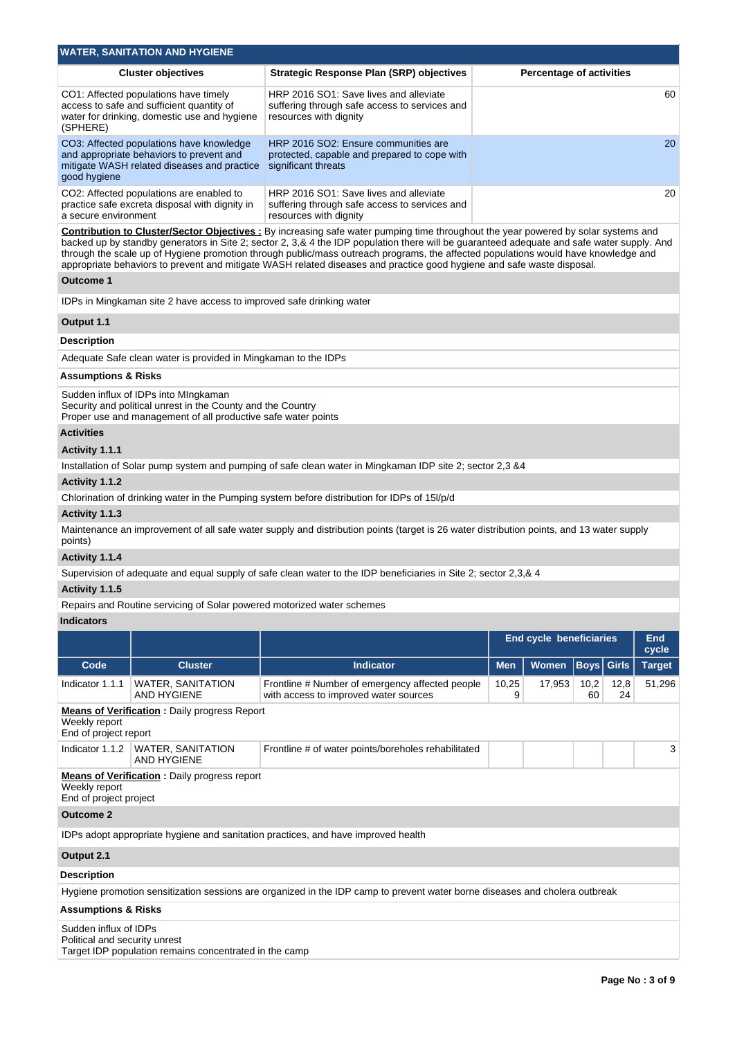## WATER, SANITATION AND HYGIENE

| Cluster objectives | Strategic Response Plan (SRP) objectives | Percentage of activities |
|---|---|---|
| CO1: Affected populations have timely access to safe and sufficient quantity of water for drinking, domestic use and hygiene (SPHERE) | HRP 2016 SO1: Save lives and alleviate suffering through safe access to services and resources with dignity | 60 |
| CO3: Affected populations have knowledge and appropriate behaviors to prevent and mitigate WASH related diseases and practice good hygiene | HRP 2016 SO2: Ensure communities are protected, capable and prepared to cope with significant threats | 20 |
| CO2: Affected populations are enabled to practice safe excreta disposal with dignity in a secure environment | HRP 2016 SO1: Save lives and alleviate suffering through safe access to services and resources with dignity | 20 |

**Contribution to Cluster/Sector Objectives :** By increasing safe water pumping time throughout the year powered by solar systems and backed up by standby generators in Site 2; sector 2, 3,& 4 the IDP population there will be guaranteed adequate and safe water supply. And through the scale up of Hygiene promotion through public/mass outreach programs, the affected populations would have knowledge and appropriate behaviors to prevent and mitigate WASH related diseases and practice good hygiene and safe waste disposal.

### Outcome 1

IDPs in Mingkaman site 2 have access to improved safe drinking water

### Output 1.1

**Description**

Adequate Safe clean water is provided in Mingkaman to the IDPs

**Assumptions & Risks**

Sudden influx of IDPs into MIngkaman
Security and political unrest in the County and the Country
Proper use and management of all productive safe water points

**Activities**

**Activity 1.1.1**

Installation of Solar pump system and pumping of safe clean water in Mingkaman IDP site 2; sector 2,3 &4

**Activity 1.1.2**

Chlorination of drinking water in the Pumping system before distribution for IDPs of 15l/p/d

**Activity 1.1.3**

Maintenance an improvement of all safe water supply and distribution points (target is 26 water distribution points, and 13 water supply points)

**Activity 1.1.4**

Supervision of adequate and equal supply of safe clean water to the IDP beneficiaries in Site 2; sector 2,3,& 4

**Activity 1.1.5**

Repairs and Routine servicing of Solar powered motorized water schemes

**Indicators**

| | | | End cycle beneficiaries | | | | End cycle |
|---|---|---|---|---|---|---|---|
| Code | Cluster | Indicator | Men | Women | Boys | Girls | Target |
| Indicator 1.1.1 | WATER, SANITATION AND HYGIENE | Frontline # Number of emergency affected people with access to improved water sources | 10,259 | 17,953 | 10,260 | 12,824 | 51,296 |

**Means of Verification :** Daily progress Report
Weekly report
End of project report

| Code | Cluster | Indicator | Men | Women | Boys | Girls | Target |
|---|---|---|---|---|---|---|---|
| Indicator 1.1.2 | WATER, SANITATION AND HYGIENE | Frontline # of water points/boreholes rehabilitated | | | | | 3 |

**Means of Verification :** Daily progress report
Weekly report
End of project project

### Outcome 2

IDPs adopt appropriate hygiene and sanitation practices, and have improved health

### Output 2.1

**Description**

Hygiene promotion sensitization sessions are organized in the IDP camp to prevent water borne diseases and cholera outbreak

**Assumptions & Risks**

Sudden influx of IDPs
Political and security unrest
Target IDP population remains concentrated in the camp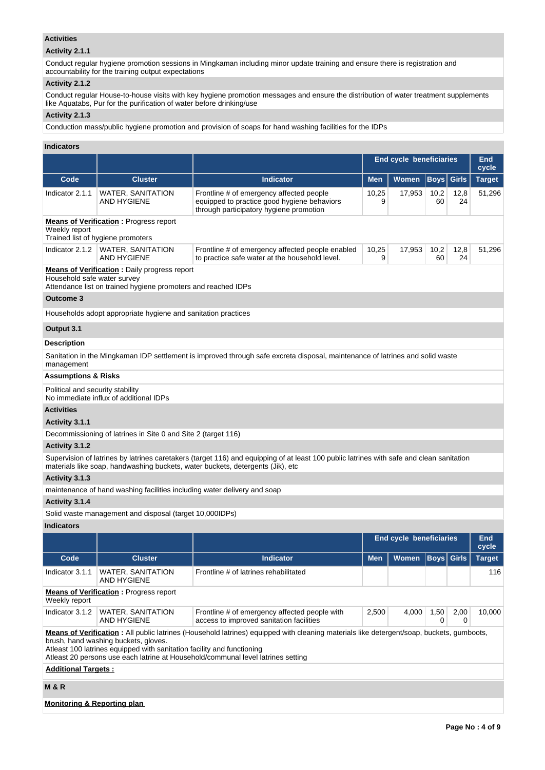**Activities**

**Activity 2.1.1**

Conduct regular hygiene promotion sessions in Mingkaman including minor update training and ensure there is registration and accountability for the training output expectations

**Activity 2.1.2**

Conduct regular House-to-house visits with key hygiene promotion messages and ensure the distribution of water treatment supplements like Aquatabs, Pur for the purification of water before drinking/use

**Activity 2.1.3**

Conduction mass/public hygiene promotion and provision of soaps for hand washing facilities for the IDPs

**Indicators**

| | | | End cycle beneficiaries | | | | End cycle |
|---|---|---|---|---|---|---|---|
| **Code** | **Cluster** | **Indicator** | **Men** | **Women** | **Boys** | **Girls** | **Target** |
| Indicator 2.1.1 | WATER, SANITATION AND HYGIENE | Frontline # of emergency affected people equipped to practice good hygiene behaviors through participatory hygiene promotion | 10,259 | 17,953 | 10,260 | 12,824 | 51,296 |
| Indicator 2.1.2 | WATER, SANITATION AND HYGIENE | Frontline # of emergency affected people enabled to practice safe water at the household level. | 10,259 | 17,953 | 10,260 | 12,824 | 51,296 |

Indicator 2.1.1 – **Means of Verification :** Progress report
Weekly report
Trained list of hygiene promoters

Indicator 2.1.2 – **Means of Verification :** Daily progress report
Household safe water survey
Attendance list on trained hygiene promoters and reached IDPs

**Outcome 3**

Households adopt appropriate hygiene and sanitation practices

**Output 3.1**

**Description**

Sanitation in the Mingkaman IDP settlement is improved through safe excreta disposal, maintenance of latrines and solid waste management

**Assumptions & Risks**

Political and security stability
No immediate influx of additional IDPs

**Activities**

**Activity 3.1.1**

Decommissioning of latrines in Site 0 and Site 2 (target 116)

**Activity 3.1.2**

Supervision of latrines by latrines caretakers (target 116) and equipping of at least 100 public latrines with safe and clean sanitation materials like soap, handwashing buckets, water buckets, detergents (Jik), etc

**Activity 3.1.3**

maintenance of hand washing facilities including water delivery and soap

**Activity 3.1.4**

Solid waste management and disposal (target 10,000IDPs)

**Indicators**

| | | | End cycle beneficiaries | | | | End cycle |
|---|---|---|---|---|---|---|---|
| **Code** | **Cluster** | **Indicator** | **Men** | **Women** | **Boys** | **Girls** | **Target** |
| Indicator 3.1.1 | WATER, SANITATION AND HYGIENE | Frontline # of latrines rehabilitated | | | | | 116 |
| Indicator 3.1.2 | WATER, SANITATION AND HYGIENE | Frontline # of emergency affected people with access to improved sanitation facilities | 2,500 | 4,000 | 1,500 | 2,000 | 10,000 |

Indicator 3.1.1 – **Means of Verification :** Progress report
Weekly report

Indicator 3.1.2 – **Means of Verification :** All public latrines (Household latrines) equipped with cleaning materials like detergent/soap, buckets, gumboots, brush, hand washing buckets, gloves.
Atleast 100 latrines equipped with sanitation facility and functioning
Atleast 20 persons use each latrine at Household/communal level latrines setting

**Additional Targets :**

**M & R**

**Monitoring & Reporting plan**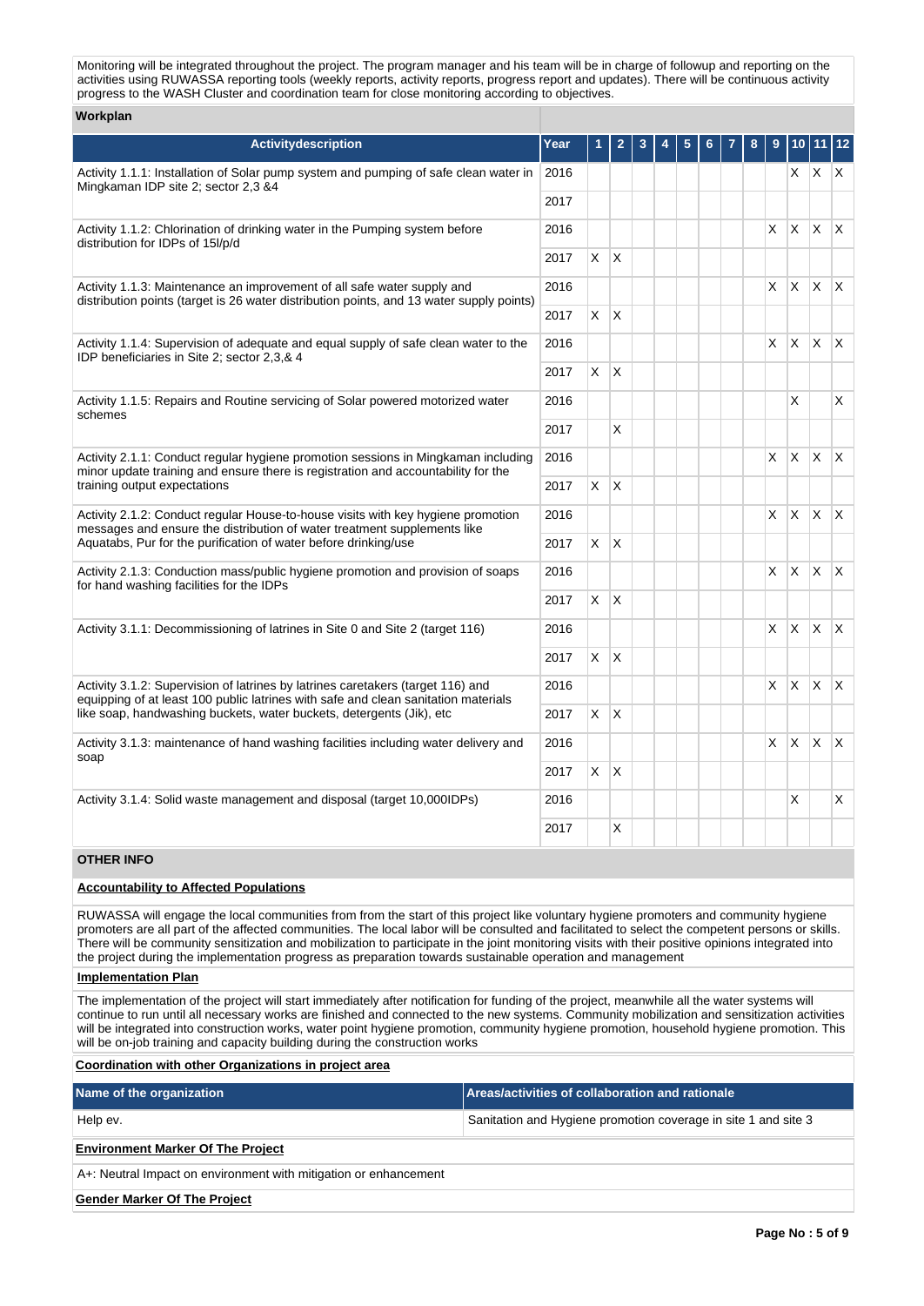Monitoring will be integrated throughout the project. The program manager and his team will be in charge of followup and reporting on the activities using RUWASSA reporting tools (weekly reports, activity reports, progress report and updates). There will be continuous activity progress to the WASH Cluster and coordination team for close monitoring according to objectives.

**Workplan**

| Activitydescription | Year | 1 | 2 | 3 | 4 | 5 | 6 | 7 | 8 | 9 | 10 | 11 | 12 |
|---|---|---|---|---|---|---|---|---|---|---|---|---|---|
| Activity 1.1.1: Installation of Solar pump system and pumping of safe clean water in Mingkaman IDP site 2; sector 2,3 &4 | 2016 | | | | | | | | | | X | X | X |
| | 2017 | | | | | | | | | | | | |
| Activity 1.1.2: Chlorination of drinking water in the Pumping system before distribution for IDPs of 15l/p/d | 2016 | | | | | | | | | X | X | X | X |
| | 2017 | X | X | | | | | | | | | | |
| Activity 1.1.3: Maintenance an improvement of all safe water supply and distribution points (target is 26 water distribution points, and 13 water supply points) | 2016 | | | | | | | | | X | X | X | X |
| | 2017 | X | X | | | | | | | | | | |
| Activity 1.1.4: Supervision of adequate and equal supply of safe clean water to the IDP beneficiaries in Site 2; sector 2,3,& 4 | 2016 | | | | | | | | | X | X | X | X |
| | 2017 | X | X | | | | | | | | | | |
| Activity 1.1.5: Repairs and Routine servicing of Solar powered motorized water schemes | 2016 | | | | | | | | | | X | | X |
| | 2017 | | X | | | | | | | | | | |
| Activity 2.1.1: Conduct regular hygiene promotion sessions in Mingkaman including minor update training and ensure there is registration and accountability for the training output expectations | 2016 | | | | | | | | | X | X | X | X |
| | 2017 | X | X | | | | | | | | | | |
| Activity 2.1.2: Conduct regular House-to-house visits with key hygiene promotion messages and ensure the distribution of water treatment supplements like Aquatabs, Pur for the purification of water before drinking/use | 2016 | | | | | | | | | X | X | X | X |
| | 2017 | X | X | | | | | | | | | | |
| Activity 2.1.3: Conduction mass/public hygiene promotion and provision of soaps for hand washing facilities for the IDPs | 2016 | | | | | | | | | X | X | X | X |
| | 2017 | X | X | | | | | | | | | | |
| Activity 3.1.1: Decommissioning of latrines in Site 0 and Site 2 (target 116) | 2016 | | | | | | | | | X | X | X | X |
| | 2017 | X | X | | | | | | | | | | |
| Activity 3.1.2: Supervision of latrines by latrines caretakers (target 116) and equipping of at least 100 public latrines with safe and clean sanitation materials like soap, handwashing buckets, water buckets, detergents (Jik), etc | 2016 | | | | | | | | | X | X | X | X |
| | 2017 | X | X | | | | | | | | | | |
| Activity 3.1.3: maintenance of hand washing facilities including water delivery and soap | 2016 | | | | | | | | | X | X | X | X |
| | 2017 | X | X | | | | | | | | | | |
| Activity 3.1.4: Solid waste management and disposal (target 10,000IDPs) | 2016 | | | | | | | | | | X | | X |
| | 2017 | | X | | | | | | | | | | |

**OTHER INFO**

**Accountability to Affected Populations**

RUWASSA will engage the local communities from from the start of this project like voluntary hygiene promoters and community hygiene promoters are all part of the affected communities. The local labor will be consulted and facilitated to select the competent persons or skills. There will be community sensitization and mobilization to participate in the joint monitoring visits with their positive opinions integrated into the project during the implementation progress as preparation towards sustainable operation and management

**Implementation Plan**

The implementation of the project will start immediately after notification for funding of the project, meanwhile all the water systems will continue to run until all necessary works are finished and connected to the new systems. Community mobilization and sensitization activities will be integrated into construction works, water point hygiene promotion, community hygiene promotion, household hygiene promotion. This will be on-job training and capacity building during the construction works

**Coordination with other Organizations in project area**

| Name of the organization | Areas/activities of collaboration and rationale |
|---|---|
| Help ev. | Sanitation and Hygiene promotion coverage in site 1 and site 3 |

**Environment Marker Of The Project**

A+: Neutral Impact on environment with mitigation or enhancement

**Gender Marker Of The Project**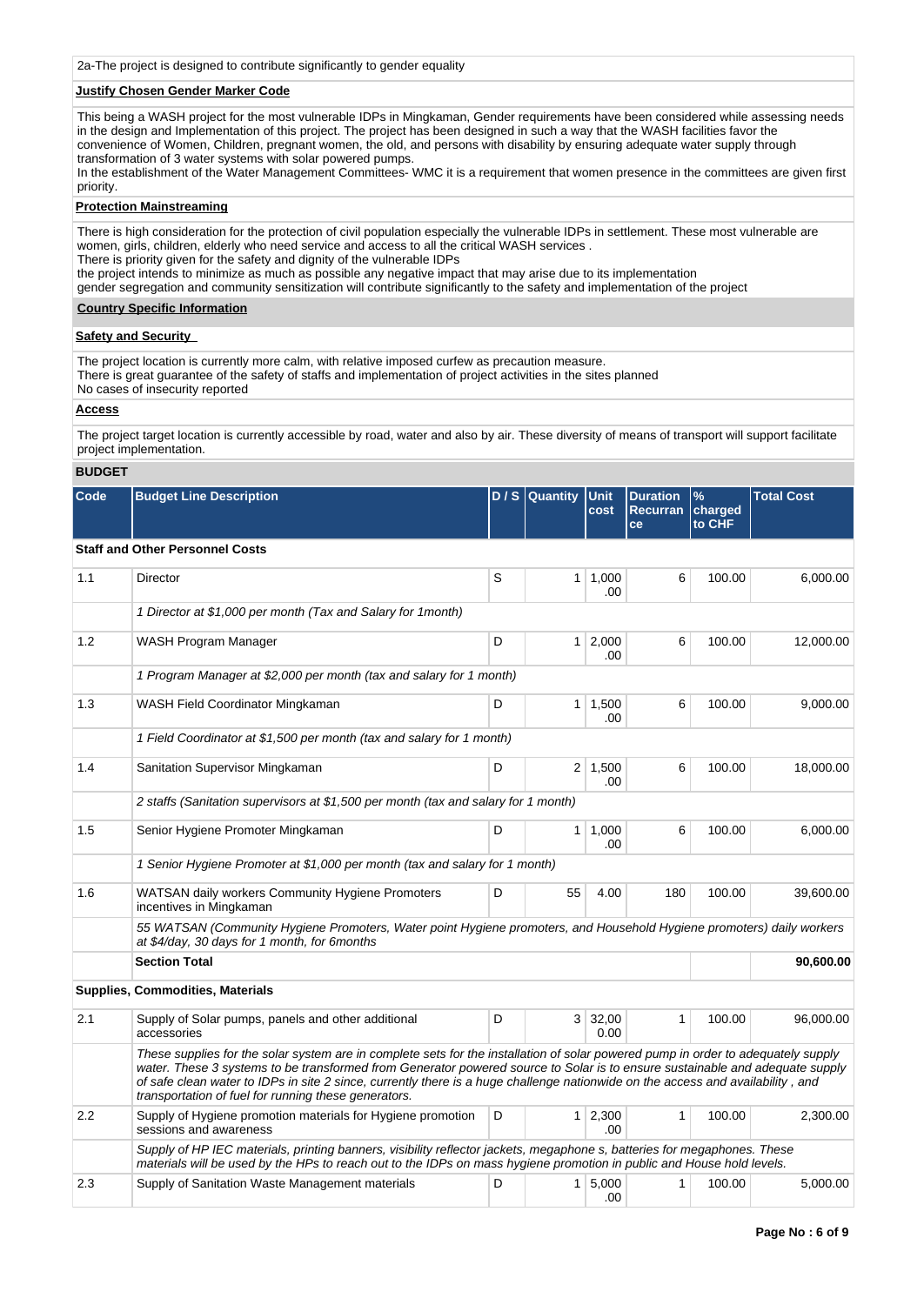2a-The project is designed to contribute significantly to gender equality

**Justify Chosen Gender Marker Code**

This being a WASH project for the most vulnerable IDPs in Mingkaman, Gender requirements have been considered while assessing needs in the design and Implementation of this project. The project has been designed in such a way that the WASH facilities favor the convenience of Women, Children, pregnant women, the old, and persons with disability by ensuring adequate water supply through transformation of 3 water systems with solar powered pumps.
In the establishment of the Water Management Committees- WMC it is a requirement that women presence in the committees are given first priority.

**Protection Mainstreaming**

There is high consideration for the protection of civil population especially the vulnerable IDPs in settlement. These most vulnerable are women, girls, children, elderly who need service and access to all the critical WASH services .
There is priority given for the safety and dignity of the vulnerable IDPs
the project intends to minimize as much as possible any negative impact that may arise due to its implementation
gender segregation and community sensitization will contribute significantly to the safety and implementation of the project

**Country Specific Information**

**Safety and Security**

The project location is currently more calm, with relative imposed curfew as precaution measure.
There is great guarantee of the safety of staffs and implementation of project activities in the sites planned
No cases of insecurity reported

**Access**

The project target location is currently accessible by road, water and also by air. These diversity of means of transport will support facilitate project implementation.

**BUDGET**

| Code | Budget Line Description | D / S | Quantity | Unit cost | Duration Recurrance | % charged to CHF | Total Cost |
|---|---|---|---|---|---|---|---|
| **Staff and Other Personnel Costs** | | | | | | | |
| 1.1 | Director | S | 1 | 1,000.00 | 6 | 100.00 | 6,000.00 |
| | *1 Director at $1,000 per month (Tax and Salary for 1month)* | | | | | | |
| 1.2 | WASH Program Manager | D | 1 | 2,000.00 | 6 | 100.00 | 12,000.00 |
| | *1 Program Manager at $2,000 per month (tax and salary for 1 month)* | | | | | | |
| 1.3 | WASH Field Coordinator Mingkaman | D | 1 | 1,500.00 | 6 | 100.00 | 9,000.00 |
| | *1 Field Coordinator at $1,500 per month (tax and salary for 1 month)* | | | | | | |
| 1.4 | Sanitation Supervisor Mingkaman | D | 2 | 1,500.00 | 6 | 100.00 | 18,000.00 |
| | *2 staffs (Sanitation supervisors at $1,500 per month (tax and salary for 1 month)* | | | | | | |
| 1.5 | Senior Hygiene Promoter Mingkaman | D | 1 | 1,000.00 | 6 | 100.00 | 6,000.00 |
| | *1 Senior Hygiene Promoter at $1,000 per month (tax and salary for 1 month)* | | | | | | |
| 1.6 | WATSAN daily workers Community Hygiene Promoters incentives in Mingkaman | D | 55 | 4.00 | 180 | 100.00 | 39,600.00 |
| | *55 WATSAN (Community Hygiene Promoters, Water point Hygiene promoters, and Household Hygiene promoters) daily workers at $4/day, 30 days for 1 month, for 6months* | | | | | | |
| | **Section Total** | | | | | | **90,600.00** |
| **Supplies, Commodities, Materials** | | | | | | | |
| 2.1 | Supply of Solar pumps, panels and other additional accessories | D | 3 | 32,000.00 | 1 | 100.00 | 96,000.00 |
| | *These supplies for the solar system are in complete sets for the installation of solar powered pump in order to adequately supply water. These 3 systems to be transformed from Generator powered source to Solar is to ensure sustainable and adequate supply of safe clean water to IDPs in site 2 since, currently there is a huge challenge nationwide on the access and availability , and transportation of fuel for running these generators.* | | | | | | |
| 2.2 | Supply of Hygiene promotion materials for Hygiene promotion sessions and awareness | D | 1 | 2,300.00 | 1 | 100.00 | 2,300.00 |
| | *Supply of HP IEC materials, printing banners, visibility reflector jackets, megaphone s, batteries for megaphones. These materials will be used by the HPs to reach out to the IDPs on mass hygiene promotion in public and House hold levels.* | | | | | | |
| 2.3 | Supply of Sanitation Waste Management materials | D | 1 | 5,000.00 | 1 | 100.00 | 5,000.00 |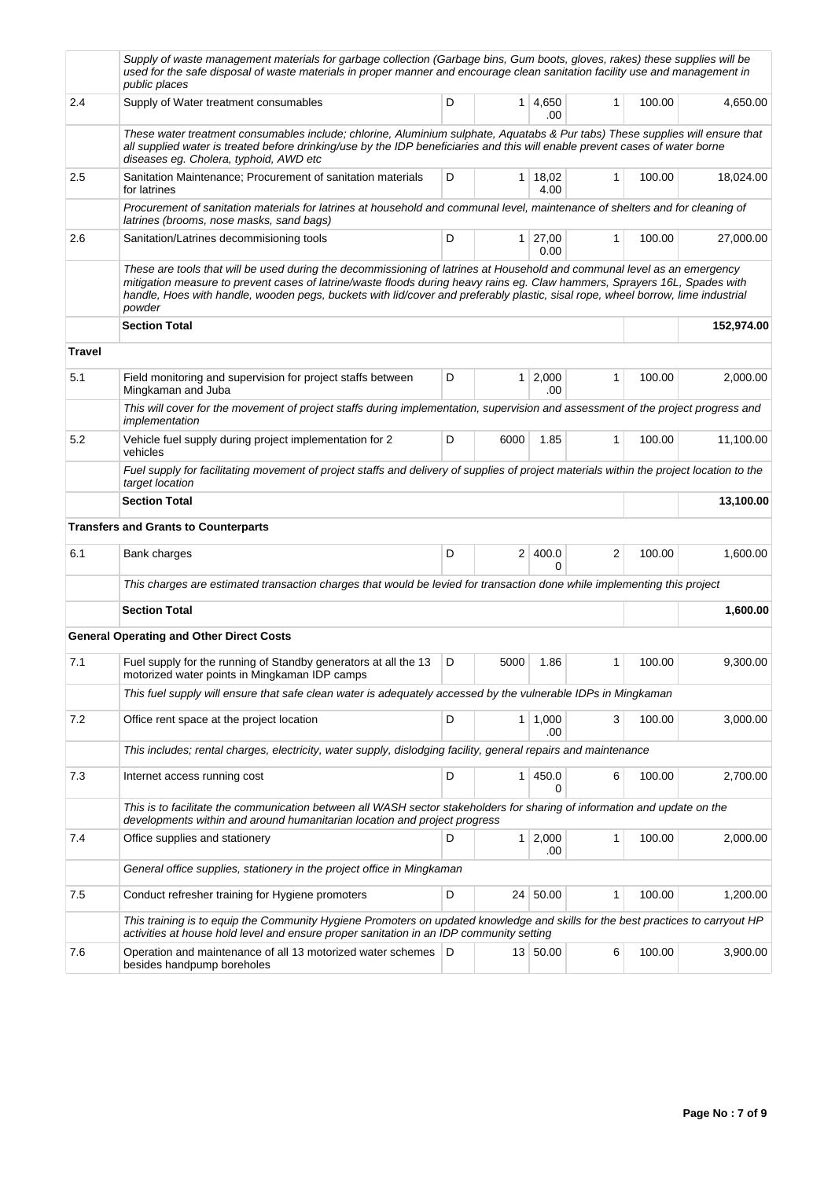| | | | | | | | |
|---|---|---|---|---|---|---|---|
| | *Supply of waste management materials for garbage collection (Garbage bins, Gum boots, gloves, rakes) these supplies will be used for the safe disposal of waste materials in proper manner and encourage clean sanitation facility use and management in public places* | | | | | | |
| 2.4 | Supply of Water treatment consumables | D | 1 | 4,650.00 | 1 | 100.00 | 4,650.00 |
| | *These water treatment consumables include; chlorine, Aluminium sulphate, Aquatabs & Pur tabs) These supplies will ensure that all supplied water is treated before drinking/use by the IDP beneficiaries and this will enable prevent cases of water borne diseases eg. Cholera, typhoid, AWD etc* | | | | | | |
| 2.5 | Sanitation Maintenance; Procurement of sanitation materials for latrines | D | 1 | 18,024.00 | 1 | 100.00 | 18,024.00 |
| | *Procurement of sanitation materials for latrines at household and communal level, maintenance of shelters and for cleaning of latrines (brooms, nose masks, sand bags)* | | | | | | |
| 2.6 | Sanitation/Latrines decommisioning tools | D | 1 | 27,000.00 | 1 | 100.00 | 27,000.00 |
| | *These are tools that will be used during the decommissioning of latrines at Household and communal level as an emergency mitigation measure to prevent cases of latrine/waste floods during heavy rains eg. Claw hammers, Sprayers 16L, Spades with handle, Hoes with handle, wooden pegs, buckets with lid/cover and preferably plastic, sisal rope, wheel borrow, lime industrial powder* | | | | | | |
| | **Section Total** | | | | | | **152,974.00** |
| **Travel** | | | | | | | |
| 5.1 | Field monitoring and supervision for project staffs between Mingkaman and Juba | D | 1 | 2,000.00 | 1 | 100.00 | 2,000.00 |
| | *This will cover for the movement of project staffs during implementation, supervision and assessment of the project progress and implementation* | | | | | | |
| 5.2 | Vehicle fuel supply during project implementation for 2 vehicles | D | 6000 | 1.85 | 1 | 100.00 | 11,100.00 |
| | *Fuel supply for facilitating movement of project staffs and delivery of supplies of project materials within the project location to the target location* | | | | | | |
| | **Section Total** | | | | | | **13,100.00** |
| | **Transfers and Grants to Counterparts** | | | | | | |
| 6.1 | Bank charges | D | 2 | 400.00 | 2 | 100.00 | 1,600.00 |
| | *This charges are estimated transaction charges that would be levied for transaction done while implementing this project* | | | | | | |
| | **Section Total** | | | | | | **1,600.00** |
| | **General Operating and Other Direct Costs** | | | | | | |
| 7.1 | Fuel supply for the running of Standby generators at all the 13 motorized water points in Mingkaman IDP camps | D | 5000 | 1.86 | 1 | 100.00 | 9,300.00 |
| | *This fuel supply will ensure that safe clean water is adequately accessed by the vulnerable IDPs in Mingkaman* | | | | | | |
| 7.2 | Office rent space at the project location | D | 1 | 1,000.00 | 3 | 100.00 | 3,000.00 |
| | *This includes; rental charges, electricity, water supply, dislodging facility, general repairs and maintenance* | | | | | | |
| 7.3 | Internet access running cost | D | 1 | 450.00 | 6 | 100.00 | 2,700.00 |
| | *This is to facilitate the communication between all WASH sector stakeholders for sharing of information and update on the developments within and around humanitarian location and project progress* | | | | | | |
| 7.4 | Office supplies and stationery | D | 1 | 2,000.00 | 1 | 100.00 | 2,000.00 |
| | *General office supplies, stationery in the project office in Mingkaman* | | | | | | |
| 7.5 | Conduct refresher training for Hygiene promoters | D | 24 | 50.00 | 1 | 100.00 | 1,200.00 |
| | *This training is to equip the Community Hygiene Promoters on updated knowledge and skills for the best practices to carryout HP activities at house hold level and ensure proper sanitation in an IDP community setting* | | | | | | |
| 7.6 | Operation and maintenance of all 13 motorized water schemes besides handpump boreholes | D | 13 | 50.00 | 6 | 100.00 | 3,900.00 |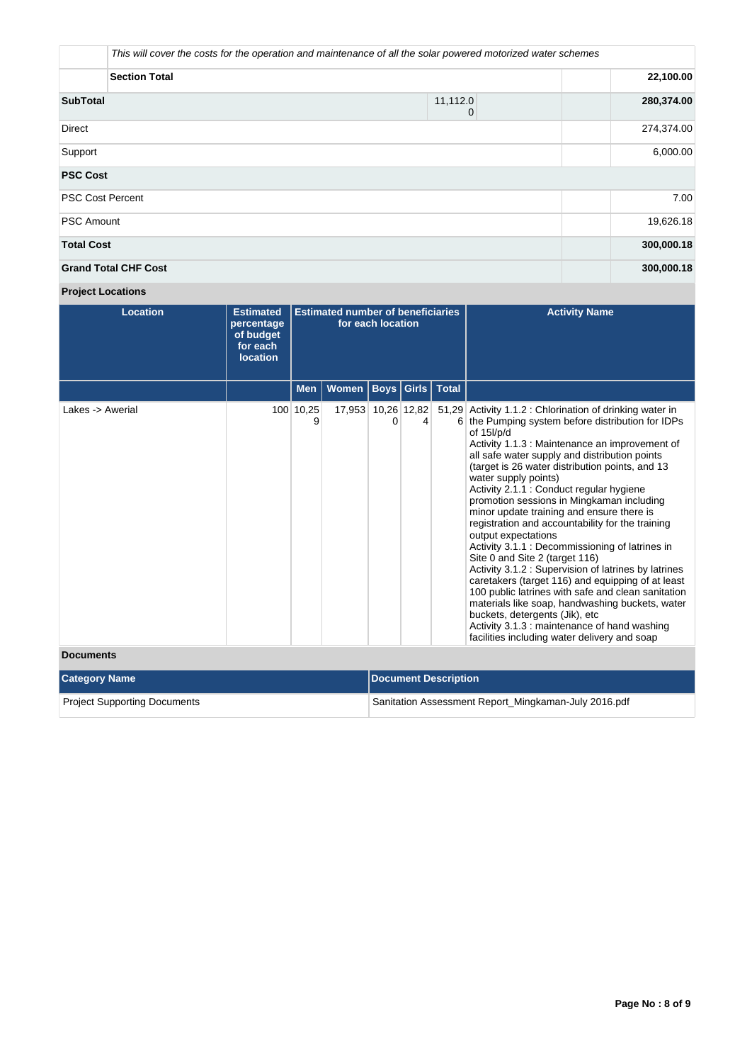| | | | |
|---|---|---|---|
| | *This will cover the costs for the operation and maintenance of all the solar powered motorized water schemes* | | |
| | **Section Total** | | **22,100.00** |
| **SubTotal** | | 11,112.00 | **280,374.00** |
| Direct | | | 274,374.00 |
| Support | | | 6,000.00 |
| **PSC Cost** | | | |
| PSC Cost Percent | | | 7.00 |
| PSC Amount | | | 19,626.18 |
| **Total Cost** | | | **300,000.18** |
| **Grand Total CHF Cost** | | | **300,000.18** |

**Project Locations**

| Location | Estimated percentage of budget for each location | Estimated number of beneficiaries for each location | | | | | Activity Name |
|---|---|---|---|---|---|---|---|
| | | Men | Women | Boys | Girls | Total | |
| Lakes -> Awerial | 100 | 10,259 | 17,953 | 10,260 | 12,824 | 51,296 | Activity 1.1.2 : Chlorination of drinking water in the Pumping system before distribution for IDPs of 15l/p/d<br>Activity 1.1.3 : Maintenance an improvement of all safe water supply and distribution points (target is 26 water distribution points, and 13 water supply points)<br>Activity 2.1.1 : Conduct regular hygiene promotion sessions in Mingkaman including minor update training and ensure there is registration and accountability for the training output expectations<br>Activity 3.1.1 : Decommissioning of latrines in Site 0 and Site 2 (target 116)<br>Activity 3.1.2 : Supervision of latrines by latrines caretakers (target 116) and equipping of at least 100 public latrines with safe and clean sanitation materials like soap, handwashing buckets, water buckets, detergents (Jik), etc<br>Activity 3.1.3 : maintenance of hand washing facilities including water delivery and soap |

**Documents**

| Category Name | Document Description |
|---|---|
| Project Supporting Documents | Sanitation Assessment Report_Mingkaman-July 2016.pdf |